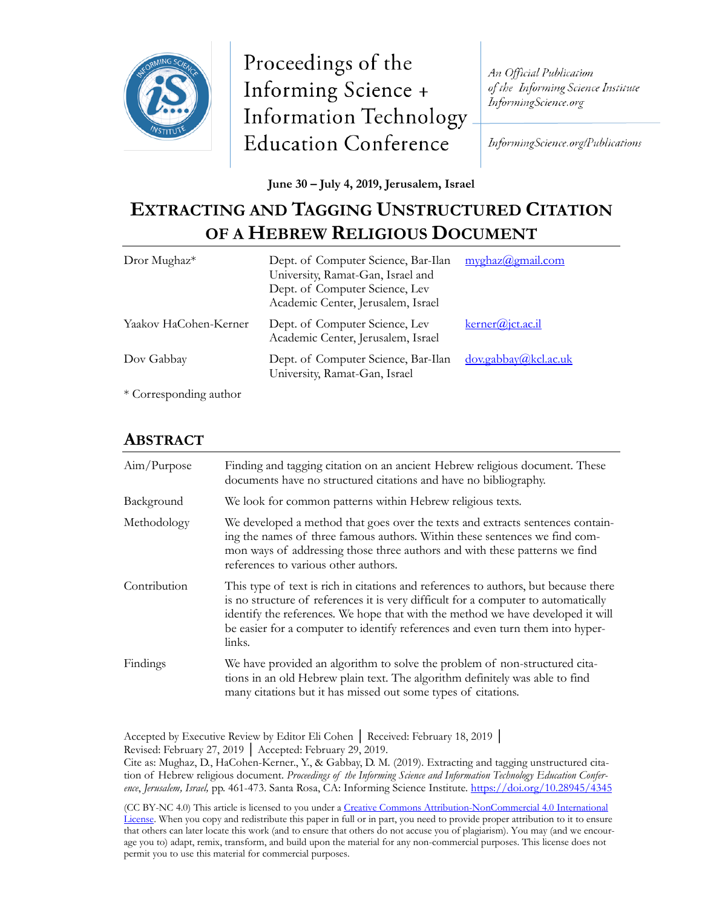Proceedings of the Informing Science + Information Technology Education Conference

*An Official Publication of the Informing Science Institute InformingScience.org*

*InformingScience.org/Publications*

**June 30 – July 4, 2019, Jerusalem, Israel**

# EXTRACTING AND TAGGING UNSTRUCTURED CITATION OF A HEBREW RELIGIOUS DOCUMENT

| | | |
|---|---|---|
| Dror Mughaz* | Dept. of Computer Science, Bar-Ilan University, Ramat-Gan, Israel and Dept. of Computer Science, Lev Academic Center, Jerusalem, Israel | myghaz@gmail.com |
| Yaakov HaCohen-Kerner | Dept. of Computer Science, Lev Academic Center, Jerusalem, Israel | kerner@jct.ac.il |
| Dov Gabbay | Dept. of Computer Science, Bar-Ilan University, Ramat-Gan, Israel | dov.gabbay@kcl.ac.uk |

* Corresponding author

## ABSTRACT

| | |
|---|---|
| Aim/Purpose | Finding and tagging citation on an ancient Hebrew religious document. These documents have no structured citations and have no bibliography. |
| Background | We look for common patterns within Hebrew religious texts. |
| Methodology | We developed a method that goes over the texts and extracts sentences containing the names of three famous authors. Within these sentences we find common ways of addressing those three authors and with these patterns we find references to various other authors. |
| Contribution | This type of text is rich in citations and references to authors, but because there is no structure of references it is very difficult for a computer to automatically identify the references. We hope that with the method we have developed it will be easier for a computer to identify references and even turn them into hyperlinks. |
| Findings | We have provided an algorithm to solve the problem of non-structured citations in an old Hebrew plain text. The algorithm definitely was able to find many citations but it has missed out some types of citations. |

Accepted by Executive Review by Editor Eli Cohen │ Received: February 18, 2019 │ Revised: February 27, 2019 │ Accepted: February 29, 2019.

Cite as: Mughaz, D., HaCohen-Kerner., Y., & Gabbay, D. M. (2019). Extracting and tagging unstructured citation of Hebrew religious document. *Proceedings of the Informing Science and Information Technology Education Conference*, *Jerusalem, Israel,* pp. 461-473. Santa Rosa, CA: Informing Science Institute. https://doi.org/10.28945/4345

(CC BY-NC 4.0) This article is licensed to you under a Creative Commons Attribution-NonCommercial 4.0 International License. When you copy and redistribute this paper in full or in part, you need to provide proper attribution to it to ensure that others can later locate this work (and to ensure that others do not accuse you of plagiarism). You may (and we encourage you to) adapt, remix, transform, and build upon the material for any non-commercial purposes. This license does not permit you to use this material for commercial purposes.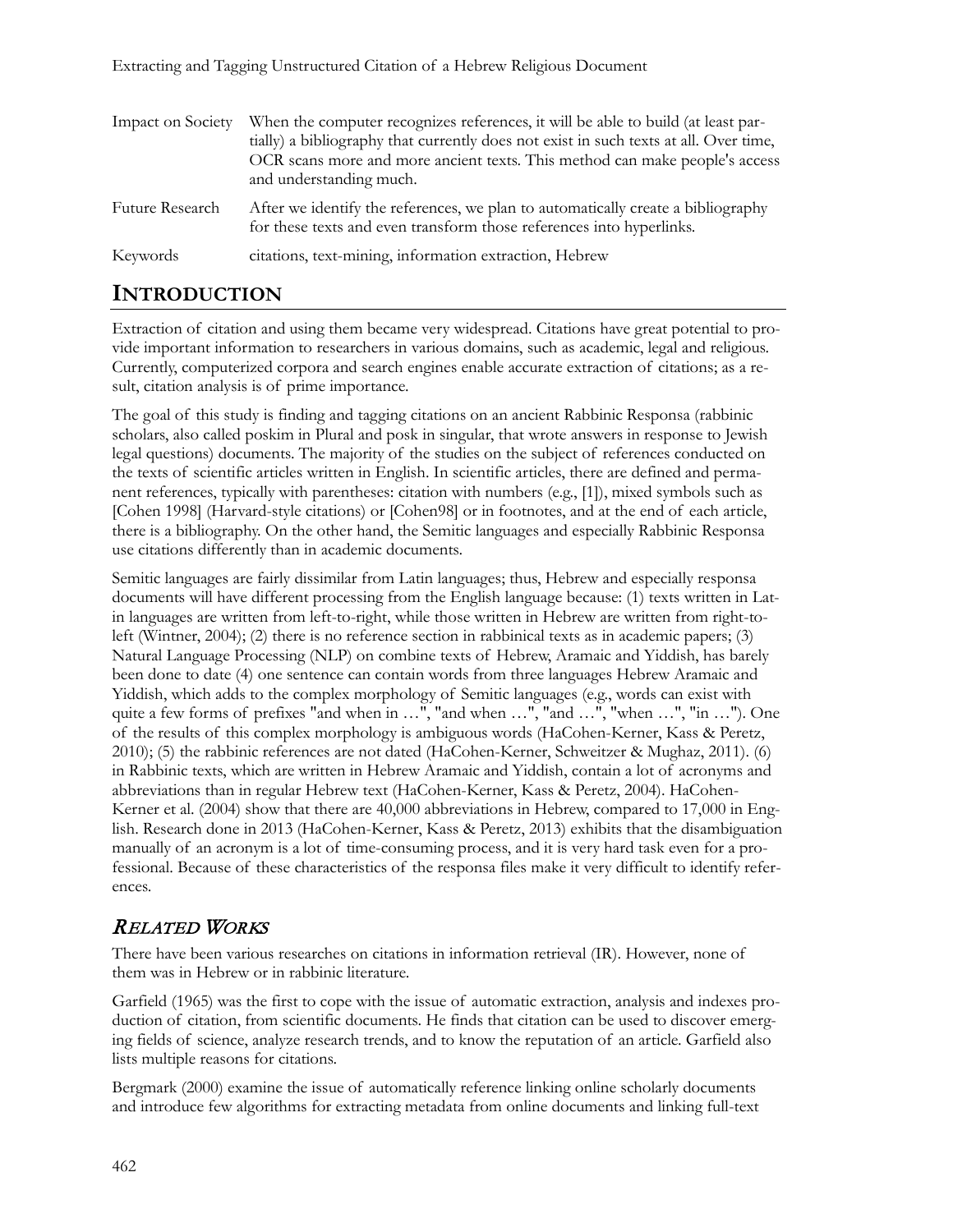| | |
|---|---|
| Impact on Society | When the computer recognizes references, it will be able to build (at least partially) a bibliography that currently does not exist in such texts at all. Over time, OCR scans more and more ancient texts. This method can make people's access and understanding much. |
| Future Research | After we identify the references, we plan to automatically create a bibliography for these texts and even transform those references into hyperlinks. |
| Keywords | citations, text-mining, information extraction, Hebrew |

# INTRODUCTION

Extraction of citation and using them became very widespread. Citations have great potential to provide important information to researchers in various domains, such as academic, legal and religious. Currently, computerized corpora and search engines enable accurate extraction of citations; as a result, citation analysis is of prime importance.

The goal of this study is finding and tagging citations on an ancient Rabbinic Responsa (rabbinic scholars, also called poskim in Plural and posk in singular, that wrote answers in response to Jewish legal questions) documents. The majority of the studies on the subject of references conducted on the texts of scientific articles written in English. In scientific articles, there are defined and permanent references, typically with parentheses: citation with numbers (e.g., [1]), mixed symbols such as [Cohen 1998] (Harvard-style citations) or [Cohen98] or in footnotes, and at the end of each article, there is a bibliography. On the other hand, the Semitic languages and especially Rabbinic Responsa use citations differently than in academic documents.

Semitic languages are fairly dissimilar from Latin languages; thus, Hebrew and especially responsa documents will have different processing from the English language because: (1) texts written in Latin languages are written from left-to-right, while those written in Hebrew are written from right-to-left (Wintner, 2004); (2) there is no reference section in rabbinical texts as in academic papers; (3) Natural Language Processing (NLP) on combine texts of Hebrew, Aramaic and Yiddish, has barely been done to date (4) one sentence can contain words from three languages Hebrew Aramaic and Yiddish, which adds to the complex morphology of Semitic languages (e.g., words can exist with quite a few forms of prefixes "and when in …", "and when …", "and …", "when …", "in …"). One of the results of this complex morphology is ambiguous words (HaCohen-Kerner, Kass & Peretz, 2010); (5) the rabbinic references are not dated (HaCohen-Kerner, Schweitzer & Mughaz, 2011). (6) in Rabbinic texts, which are written in Hebrew Aramaic and Yiddish, contain a lot of acronyms and abbreviations than in regular Hebrew text (HaCohen-Kerner, Kass & Peretz, 2004). HaCohen-Kerner et al. (2004) show that there are 40,000 abbreviations in Hebrew, compared to 17,000 in English. Research done in 2013 (HaCohen-Kerner, Kass & Peretz, 2013) exhibits that the disambiguation manually of an acronym is a lot of time-consuming process, and it is very hard task even for a professional. Because of these characteristics of the responsa files make it very difficult to identify references.

## *RELATED WORKS*

There have been various researches on citations in information retrieval (IR). However, none of them was in Hebrew or in rabbinic literature.

Garfield (1965) was the first to cope with the issue of automatic extraction, analysis and indexes production of citation, from scientific documents. He finds that citation can be used to discover emerging fields of science, analyze research trends, and to know the reputation of an article. Garfield also lists multiple reasons for citations.

Bergmark (2000) examine the issue of automatically reference linking online scholarly documents and introduce few algorithms for extracting metadata from online documents and linking full-text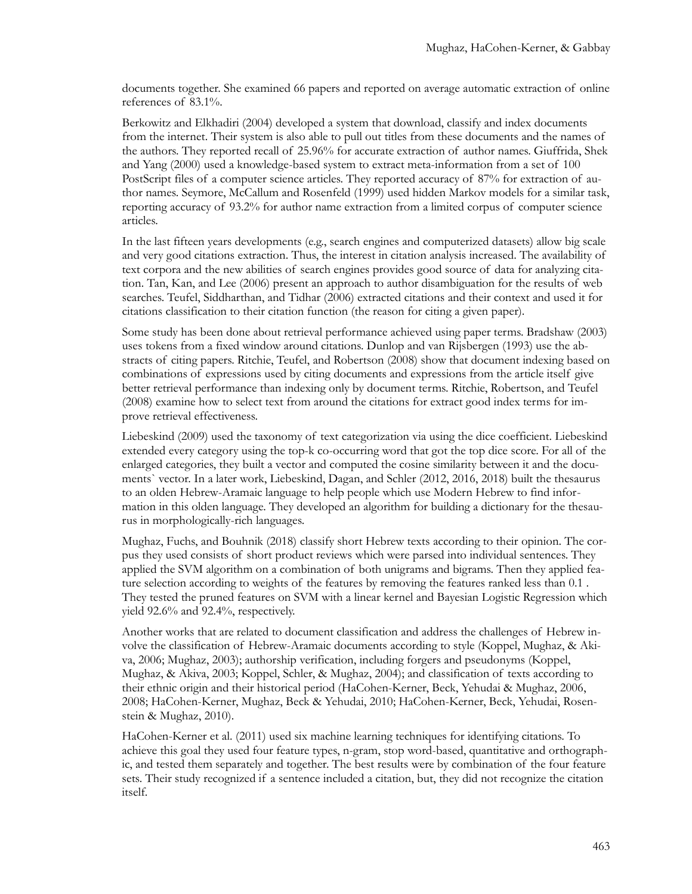documents together. She examined 66 papers and reported on average automatic extraction of online references of 83.1%.

Berkowitz and Elkhadiri (2004) developed a system that download, classify and index documents from the internet. Their system is also able to pull out titles from these documents and the names of the authors. They reported recall of 25.96% for accurate extraction of author names. Giuffrida, Shek and Yang (2000) used a knowledge-based system to extract meta-information from a set of 100 PostScript files of a computer science articles. They reported accuracy of 87% for extraction of author names. Seymore, McCallum and Rosenfeld (1999) used hidden Markov models for a similar task, reporting accuracy of 93.2% for author name extraction from a limited corpus of computer science articles.

In the last fifteen years developments (e.g., search engines and computerized datasets) allow big scale and very good citations extraction. Thus, the interest in citation analysis increased. The availability of text corpora and the new abilities of search engines provides good source of data for analyzing citation. Tan, Kan, and Lee (2006) present an approach to author disambiguation for the results of web searches. Teufel, Siddharthan, and Tidhar (2006) extracted citations and their context and used it for citations classification to their citation function (the reason for citing a given paper).

Some study has been done about retrieval performance achieved using paper terms. Bradshaw (2003) uses tokens from a fixed window around citations. Dunlop and van Rijsbergen (1993) use the abstracts of citing papers. Ritchie, Teufel, and Robertson (2008) show that document indexing based on combinations of expressions used by citing documents and expressions from the article itself give better retrieval performance than indexing only by document terms. Ritchie, Robertson, and Teufel (2008) examine how to select text from around the citations for extract good index terms for improve retrieval effectiveness.

Liebeskind (2009) used the taxonomy of text categorization via using the dice coefficient. Liebeskind extended every category using the top-k co-occurring word that got the top dice score. For all of the enlarged categories, they built a vector and computed the cosine similarity between it and the documents` vector. In a later work, Liebeskind, Dagan, and Schler (2012, 2016, 2018) built the thesaurus to an olden Hebrew-Aramaic language to help people which use Modern Hebrew to find information in this olden language. They developed an algorithm for building a dictionary for the thesaurus in morphologically-rich languages.

Mughaz, Fuchs, and Bouhnik (2018) classify short Hebrew texts according to their opinion. The corpus they used consists of short product reviews which were parsed into individual sentences. They applied the SVM algorithm on a combination of both unigrams and bigrams. Then they applied feature selection according to weights of the features by removing the features ranked less than 0.1 . They tested the pruned features on SVM with a linear kernel and Bayesian Logistic Regression which yield 92.6% and 92.4%, respectively.

Another works that are related to document classification and address the challenges of Hebrew involve the classification of Hebrew-Aramaic documents according to style (Koppel, Mughaz, & Akiva, 2006; Mughaz, 2003); authorship verification, including forgers and pseudonyms (Koppel, Mughaz, & Akiva, 2003; Koppel, Schler, & Mughaz, 2004); and classification of texts according to their ethnic origin and their historical period (HaCohen-Kerner, Beck, Yehudai & Mughaz, 2006, 2008; HaCohen-Kerner, Mughaz, Beck & Yehudai, 2010; HaCohen-Kerner, Beck, Yehudai, Rosenstein & Mughaz, 2010).

HaCohen-Kerner et al. (2011) used six machine learning techniques for identifying citations. To achieve this goal they used four feature types, n-gram, stop word-based, quantitative and orthographic, and tested them separately and together. The best results were by combination of the four feature sets. Their study recognized if a sentence included a citation, but, they did not recognize the citation itself.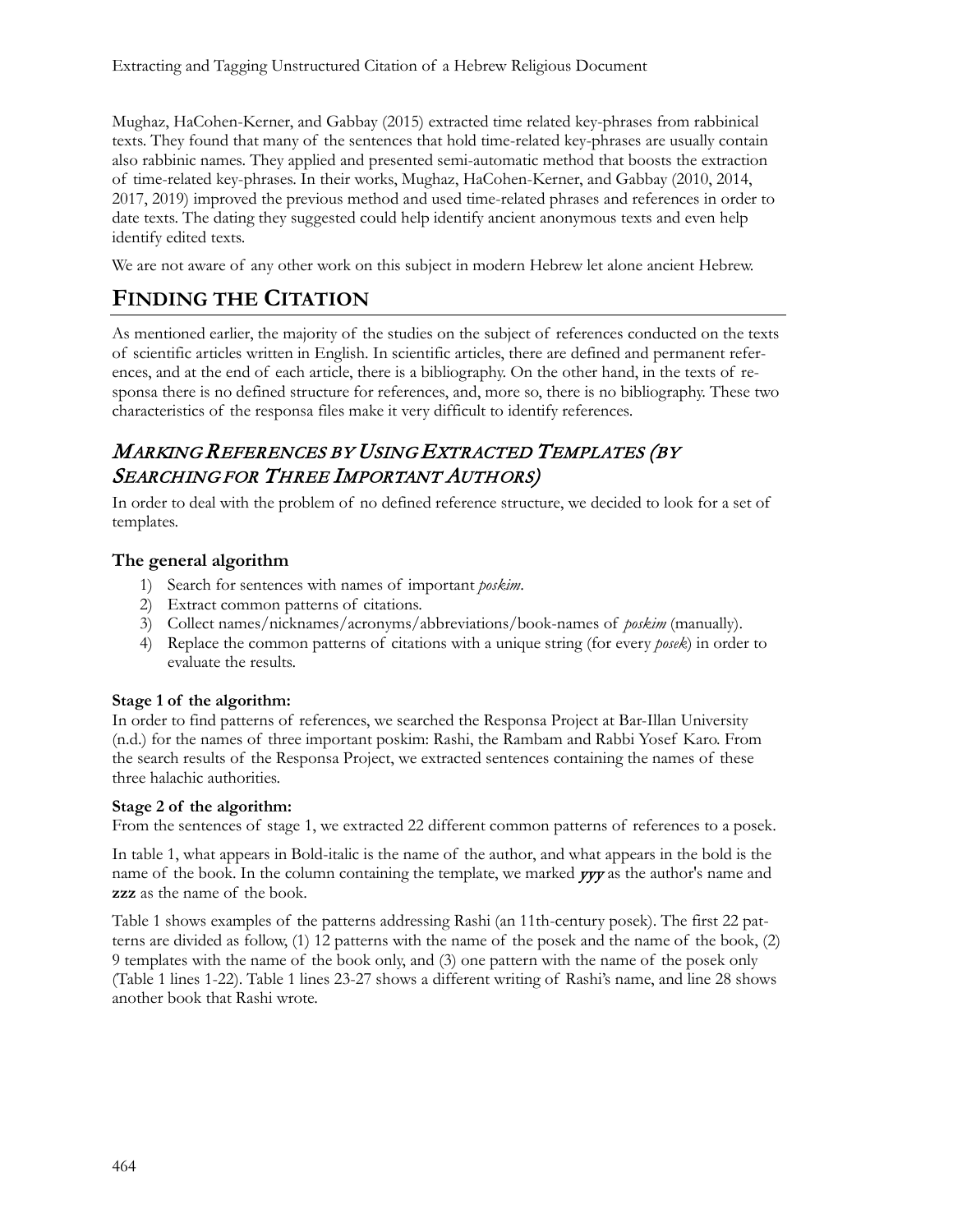Mughaz, HaCohen-Kerner, and Gabbay (2015) extracted time related key-phrases from rabbinical texts. They found that many of the sentences that hold time-related key-phrases are usually contain also rabbinic names. They applied and presented semi-automatic method that boosts the extraction of time-related key-phrases. In their works, Mughaz, HaCohen-Kerner, and Gabbay (2010, 2014, 2017, 2019) improved the previous method and used time-related phrases and references in order to date texts. The dating they suggested could help identify ancient anonymous texts and even help identify edited texts.

We are not aware of any other work on this subject in modern Hebrew let alone ancient Hebrew.

# FINDING THE CITATION

As mentioned earlier, the majority of the studies on the subject of references conducted on the texts of scientific articles written in English. In scientific articles, there are defined and permanent references, and at the end of each article, there is a bibliography. On the other hand, in the texts of responsa there is no defined structure for references, and, more so, there is no bibliography. These two characteristics of the responsa files make it very difficult to identify references.

## *MARKING REFERENCES BY USING EXTRACTED TEMPLATES (BY SEARCHING FOR THREE IMPORTANT AUTHORS)*

In order to deal with the problem of no defined reference structure, we decided to look for a set of templates.

### The general algorithm

1) Search for sentences with names of important *poskim*.
2) Extract common patterns of citations.
3) Collect names/nicknames/acronyms/abbreviations/book-names of *poskim* (manually).
4) Replace the common patterns of citations with a unique string (for every *posek*) in order to evaluate the results.

**Stage 1 of the algorithm:**

In order to find patterns of references, we searched the Responsa Project at Bar-Illan University (n.d.) for the names of three important poskim: Rashi, the Rambam and Rabbi Yosef Karo. From the search results of the Responsa Project, we extracted sentences containing the names of these three halachic authorities.

**Stage 2 of the algorithm:**

From the sentences of stage 1, we extracted 22 different common patterns of references to a posek.

In table 1, what appears in Bold-italic is the name of the author, and what appears in the bold is the name of the book. In the column containing the template, we marked ***yyy*** as the author's name and **zzz** as the name of the book.

Table 1 shows examples of the patterns addressing Rashi (an 11th-century posek). The first 22 patterns are divided as follow, (1) 12 patterns with the name of the posek and the name of the book, (2) 9 templates with the name of the book only, and (3) one pattern with the name of the posek only (Table 1 lines 1-22). Table 1 lines 23-27 shows a different writing of Rashi's name, and line 28 shows another book that Rashi wrote.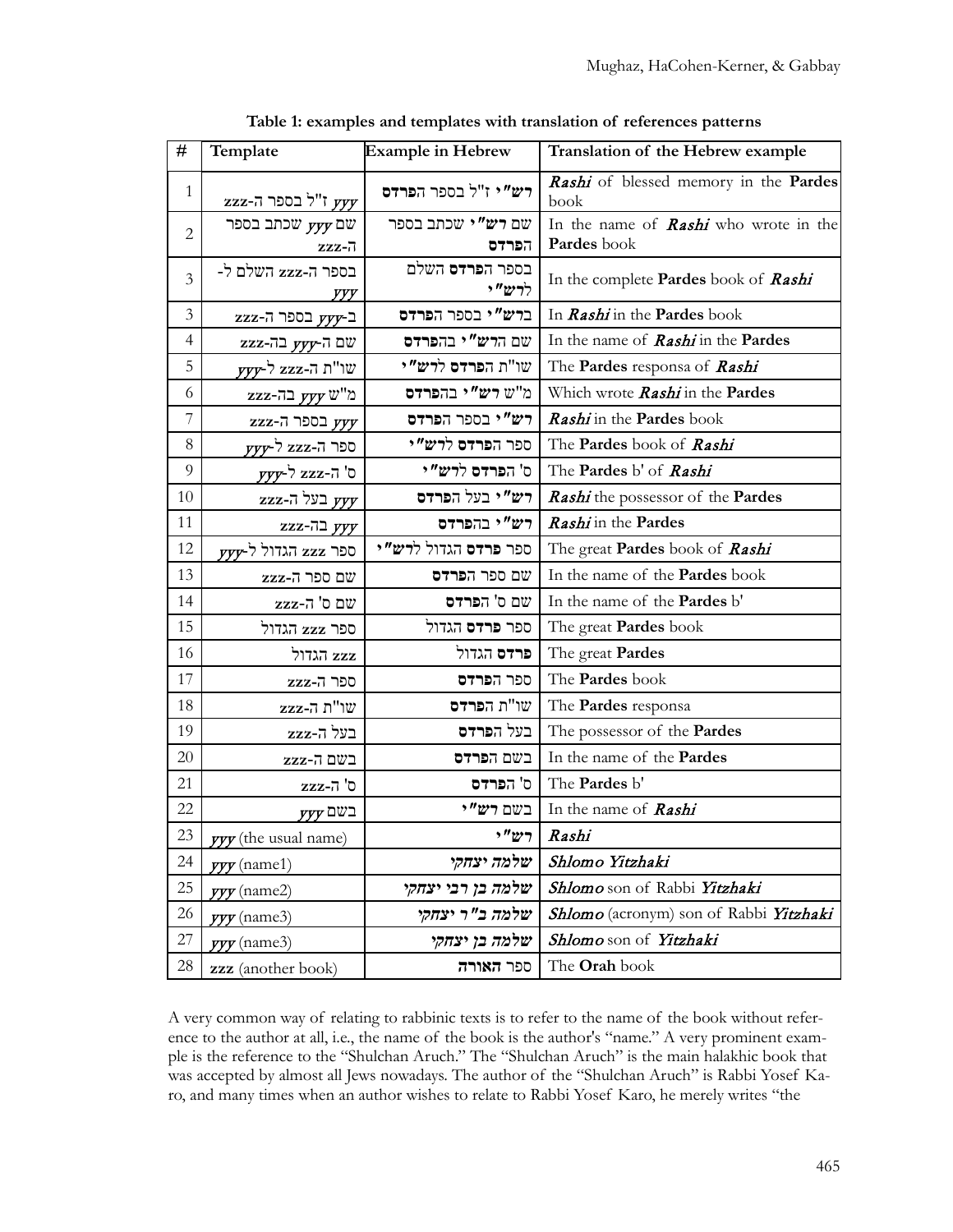**Table 1: examples and templates with translation of references patterns**

| # | Template | Example in Hebrew | Translation of the Hebrew example |
|---|---|---|---|
| 1 | *yyy* ז"ל בספר ה-zzz | **רש"י** ז"ל בספר ה**פרדס** | ***Rashi*** of blessed memory in the **Pardes** book |
| 2 | שם *yyy* שכתב בספר ה-zzz | שם **רש"י** שכתב בספר ה**פרדס** | In the name of ***Rashi*** who wrote in the **Pardes** book |
| 3 | בספר ה-zzz השלם ל-*yyy* | בספר ה**פרדס** השלם ל**רש"י** | In the complete **Pardes** book of ***Rashi*** |
| 3 | ב-*yyy* בספר ה-zzz | ב**רש"י** בספר ה**פרדס** | In ***Rashi*** in the **Pardes** book |
| 4 | שם ה-*yyy* בה-zzz | שם ה**רש"י** בה**פרדס** | In the name of ***Rashi*** in the **Pardes** |
| 5 | שו"ת ה-zzz ל-*yyy* | שו"ת ה**פרדס** ל**רש"י** | The **Pardes** responsa of ***Rashi*** |
| 6 | מ"ש *yyy* בה-zzz | מ"ש **רש"י** בה**פרדס** | Which wrote ***Rashi*** in the **Pardes** |
| 7 | *yyy* בספר ה-zzz | **רש"י** בספר ה**פרדס** | ***Rashi*** in the **Pardes** book |
| 8 | ספר ה-zzz ל-*yyy* | ספר ה**פרדס** ל**רש"י** | The **Pardes** book of ***Rashi*** |
| 9 | ס' ה-zzz ל-*yyy* | ס' ה**פרדס** ל**רש"י** | The **Pardes** b' of ***Rashi*** |
| 10 | *yyy* בעל ה-zzz | **רש"י** בעל ה**פרדס** | ***Rashi*** the possessor of the **Pardes** |
| 11 | *yyy* בה-zzz | **רש"י** בה**פרדס** | ***Rashi*** in the **Pardes** |
| 12 | ספר zzz הגדול ל-*yyy* | ספר **פרדס** הגדול ל**רש"י** | The great **Pardes** book of ***Rashi*** |
| 13 | שם ספר ה-zzz | שם ספר ה**פרדס** | In the name of the **Pardes** book |
| 14 | שם ס' ה-zzz | שם ס' ה**פרדס** | In the name of the **Pardes** b' |
| 15 | ספר zzz הגדול | ספר **פרדס** הגדול | The great **Pardes** book |
| 16 | zzz הגדול | **פרדס** הגדול | The great **Pardes** |
| 17 | ספר ה-zzz | ספר ה**פרדס** | The **Pardes** book |
| 18 | שו"ת ה-zzz | שו"ת ה**פרדס** | The **Pardes** responsa |
| 19 | בעל ה-zzz | בעל ה**פרדס** | The possessor of the **Pardes** |
| 20 | בשם ה-zzz | בשם ה**פרדס** | In the name of the **Pardes** |
| 21 | ס' ה-zzz | ס' ה**פרדס** | The **Pardes** b' |
| 22 | בשם *yyy* | בשם **רש"י** | In the name of ***Rashi*** |
| 23 | *yyy* (the usual name) | **רש"י** | ***Rashi*** |
| 24 | *yyy* (name1) | ***שלמה יצחקי*** | ***Shlomo Yitzhaki*** |
| 25 | *yyy* (name2) | ***שלמה בן רבי יצחקי*** | ***Shlomo*** son of Rabbi ***Yitzhaki*** |
| 26 | *yyy* (name3) | ***שלמה ב"ר יצחקי*** | ***Shlomo*** (acronym) son of Rabbi ***Yitzhaki*** |
| 27 | *yyy* (name3) | ***שלמה בן יצחקי*** | ***Shlomo*** son of ***Yitzhaki*** |
| 28 | **zzz** (another book) | ספר **האורה** | The **Orah** book |

A very common way of relating to rabbinic texts is to refer to the name of the book without reference to the author at all, i.e., the name of the book is the author's "name." A very prominent example is the reference to the "Shulchan Aruch." The "Shulchan Aruch" is the main halakhic book that was accepted by almost all Jews nowadays. The author of the "Shulchan Aruch" is Rabbi Yosef Karo, and many times when an author wishes to relate to Rabbi Yosef Karo, he merely writes "the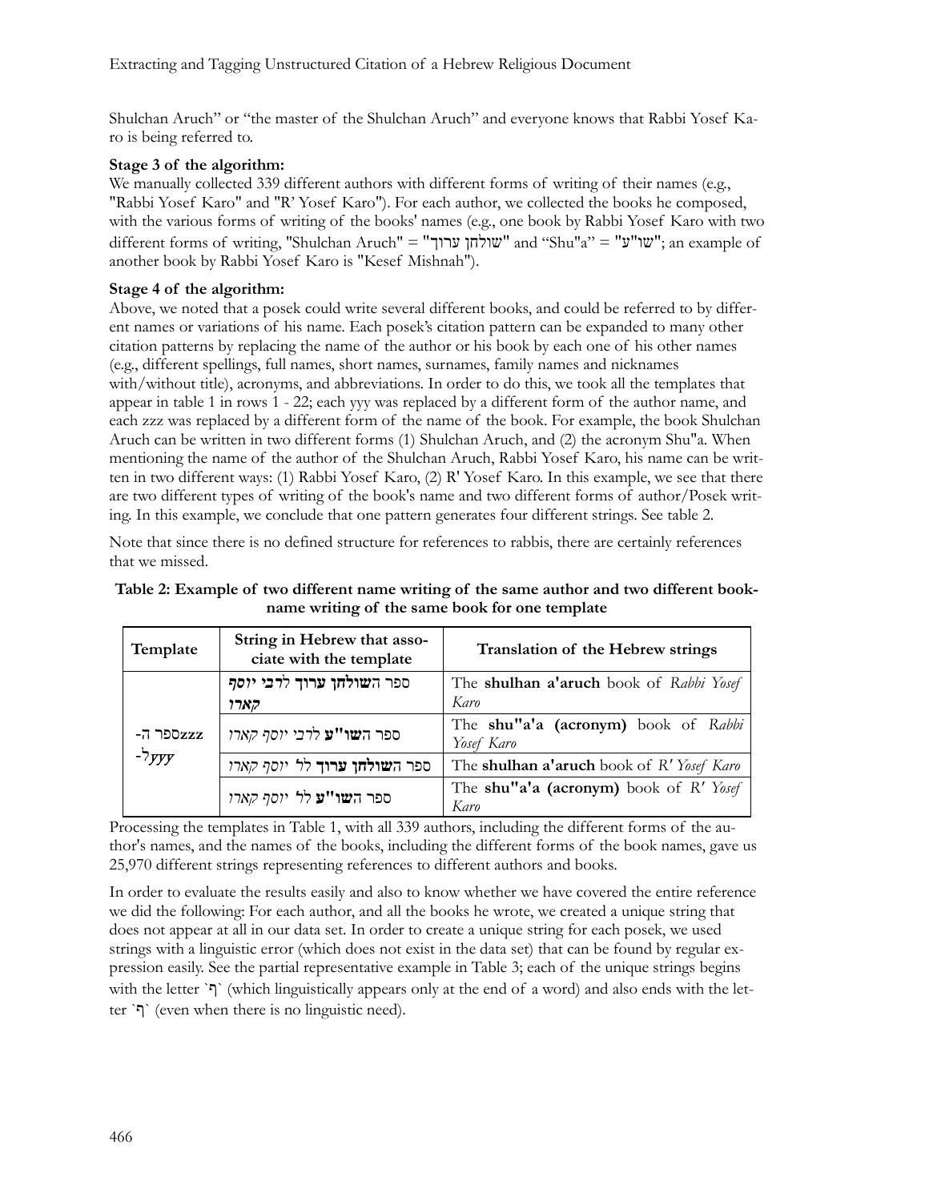Shulchan Aruch" or "the master of the Shulchan Aruch" and everyone knows that Rabbi Yosef Karo is being referred to.

**Stage 3 of the algorithm:**

We manually collected 339 different authors with different forms of writing of their names (e.g., "Rabbi Yosef Karo" and "R' Yosef Karo"). For each author, we collected the books he composed, with the various forms of writing of the books' names (e.g., one book by Rabbi Yosef Karo with two different forms of writing, "Shulchan Aruch" = "שולחן ערוך" and "Shu"a" = "שו"ע"; an example of another book by Rabbi Yosef Karo is "Kesef Mishnah").

**Stage 4 of the algorithm:**

Above, we noted that a posek could write several different books, and could be referred to by different names or variations of his name. Each posek's citation pattern can be expanded to many other citation patterns by replacing the name of the author or his book by each one of his other names (e.g., different spellings, full names, short names, surnames, family names and nicknames with/without title), acronyms, and abbreviations. In order to do this, we took all the templates that appear in table 1 in rows 1 - 22; each yyy was replaced by a different form of the author name, and each zzz was replaced by a different form of the name of the book. For example, the book Shulchan Aruch can be written in two different forms (1) Shulchan Aruch, and (2) the acronym Shu"a. When mentioning the name of the author of the Shulchan Aruch, Rabbi Yosef Karo, his name can be written in two different ways: (1) Rabbi Yosef Karo, (2) R' Yosef Karo. In this example, we see that there are two different types of writing of the book's name and two different forms of author/Posek writing. In this example, we conclude that one pattern generates four different strings. See table 2.

Note that since there is no defined structure for references to rabbis, there are certainly references that we missed.

**Table 2: Example of two different name writing of the same author and two different book-name writing of the same book for one template**

| Template | String in Hebrew that associate with the template | Translation of the Hebrew strings |
|---|---|---|
| ספר ה-zzz ל-*yyy* | ספר ה**שולחן ערוך** ל**רבי יוסף קארו** | The **shulhan a'aruch** book of *Rabbi Yosef Karo* |
| | ספר ה**שו"ע** ל*רבי יוסף קארו* | The **shu"a'a (acronym)** book of *Rabbi Yosef Karo* |
| | ספר ה**שולחן ערוך** ל*ר' יוסף קארו* | The **shulhan a'aruch** book of *R' Yosef Karo* |
| | ספר ה**שו"ע** ל*ר' יוסף קארו* | The **shu"a'a (acronym)** book of *R' Yosef Karo* |

Processing the templates in Table 1, with all 339 authors, including the different forms of the author's names, and the names of the books, including the different forms of the book names, gave us 25,970 different strings representing references to different authors and books.

In order to evaluate the results easily and also to know whether we have covered the entire reference we did the following: For each author, and all the books he wrote, we created a unique string that does not appear at all in our data set. In order to create a unique string for each posek, we used strings with a linguistic error (which does not exist in the data set) that can be found by regular expression easily. See the partial representative example in Table 3; each of the unique strings begins with the letter `ף` (which linguistically appears only at the end of a word) and also ends with the letter `ף` (even when there is no linguistic need).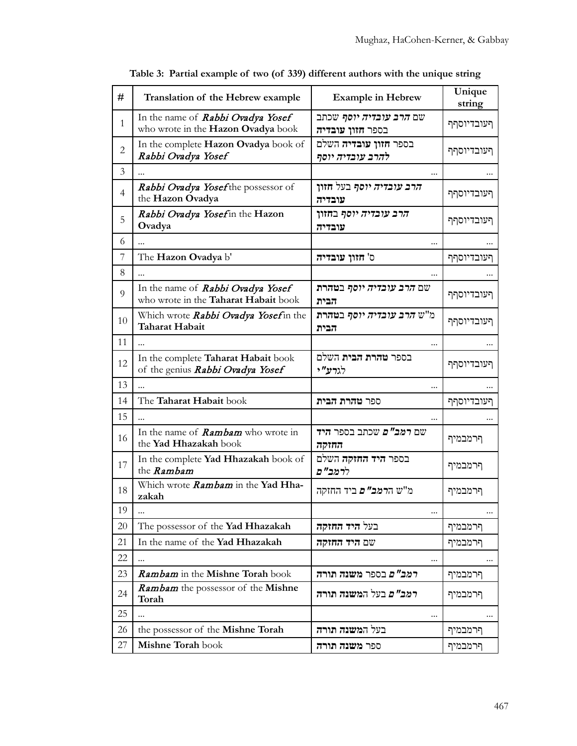**Table 3: Partial example of two (of 339) different authors with the unique string**

| # | Translation of the Hebrew example | Example in Hebrew | Unique string |
|---|---|---|---|
| 1 | In the name of ***Rabbi Ovadya Yosef*** who wrote in the **Hazon Ovadya** book | שם ***הרב עובדיה יוסף*** שכתב בספר **חזון עובדיה** | ךעובדיוסףך |
| 2 | In the complete **Hazon Ovadya** book of ***Rabbi Ovadya Yosef*** | בספר **חזון עובדיה** השלם ***להרב עובדיה יוסף*** | ךעובדיוסףך |
| 3 | ... | ... | ... |
| 4 | ***Rabbi Ovadya Yosef*** the possessor of the **Hazon Ovadya** | ***הרב עובדיה יוסף*** בעל **חזון עובדיה** | ךעובדיוסףך |
| 5 | ***Rabbi Ovadya Yosef*** in the **Hazon Ovadya** | ***הרב עובדיה יוסף*** ב**חזון עובדיה** | ךעובדיוסףך |
| 6 | ... | ... | ... |
| 7 | The **Hazon Ovadya** b' | ס' **חזון עובדיה** | ךעובדיוסףך |
| 8 | ... | ... | ... |
| 9 | In the name of ***Rabbi Ovadya Yosef*** who wrote in the **Taharat Habait** book | שם ***הרב עובדיה יוסף*** ב**טהרת הבית** | ךעובדיוסףך |
| 10 | Which wrote ***Rabbi Ovadya Yosef*** in the **Taharat Habait** | מ"ש ***הרב עובדיה יוסף*** ב**טהרת הבית** | ךעובדיוסףך |
| 11 | ... | ... | ... |
| 12 | In the complete **Taharat Habait** book of the genius ***Rabbi Ovadya Yosef*** | בספר **טהרת הבית** השלם ***לגרע"י*** | ךעובדיוסףך |
| 13 | ... | ... | ... |
| 14 | The **Taharat Habait** book | ספר **טהרת הבית** | ךעובדיוסףך |
| 15 | ... | ... | ... |
| 16 | In the name of ***Rambam*** who wrote in the **Yad Hhazakah** book | שם ***רמב"ם*** שכתב בספר **היד החזקה** | ךרמבמיך |
| 17 | In the complete **Yad Hhazakah** book of the ***Rambam*** | בספר **היד החזקה** השלם ***לרמב"ם*** | ךרמבמיך |
| 18 | Which wrote ***Rambam*** in the **Yad Hhazakah** | מ"ש ה***רמב"ם*** ביד החזקה | ךרמבמיך |
| 19 | ... | ... | ... |
| 20 | The possessor of the **Yad Hhazakah** | בעל **היד החזקה** | ךרמבמיך |
| 21 | In the name of the **Yad Hhazakah** | שם **היד החזקה** | ךרמבמיך |
| 22 | ... | ... | ... |
| 23 | ***Rambam*** in the **Mishne Torah** book | ***רמב"ם*** בספר **משנה תורה** | ךרמבמיך |
| 24 | ***Rambam*** the possessor of the **Mishne Torah** | ***רמב"ם*** בעל ה**משנה תורה** | ךרמבמיך |
| 25 | ... | ... | ... |
| 26 | the possessor of the **Mishne Torah** | בעל ה**משנה תורה** | ךרמבמיך |
| 27 | **Mishne Torah** book | ספר **משנה תורה** | ךרמבמיך |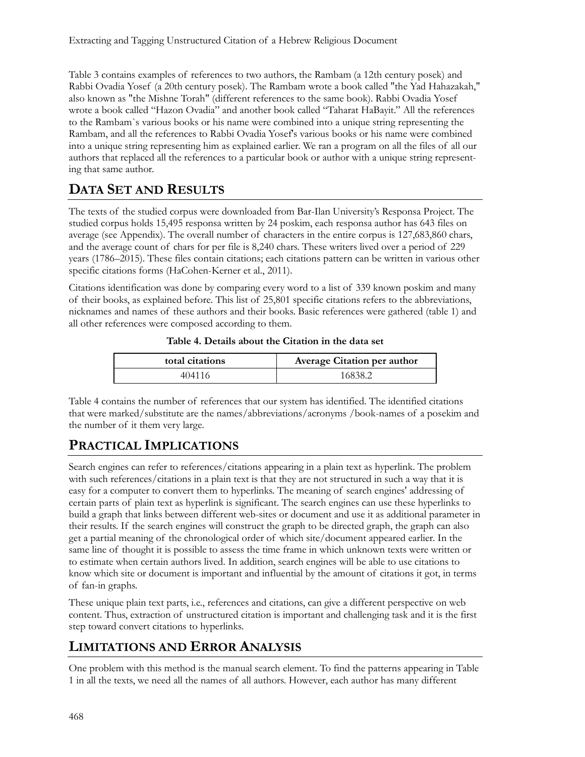Table 3 contains examples of references to two authors, the Rambam (a 12th century posek) and Rabbi Ovadia Yosef (a 20th century posek). The Rambam wrote a book called "the Yad Hahazakah," also known as "the Mishne Torah" (different references to the same book). Rabbi Ovadia Yosef wrote a book called "Hazon Ovadia" and another book called "Taharat HaBayit." All the references to the Rambam`s various books or his name were combined into a unique string representing the Rambam, and all the references to Rabbi Ovadia Yosef's various books or his name were combined into a unique string representing him as explained earlier. We ran a program on all the files of all our authors that replaced all the references to a particular book or author with a unique string representing that same author.

## DATA SET AND RESULTS

The texts of the studied corpus were downloaded from Bar-Ilan University's Responsa Project. The studied corpus holds 15,495 responsa written by 24 poskim, each responsa author has 643 files on average (see Appendix). The overall number of characters in the entire corpus is 127,683,860 chars, and the average count of chars for per file is 8,240 chars. These writers lived over a period of 229 years (1786–2015). These files contain citations; each citations pattern can be written in various other specific citations forms (HaCohen-Kerner et al., 2011).

Citations identification was done by comparing every word to a list of 339 known poskim and many of their books, as explained before. This list of 25,801 specific citations refers to the abbreviations, nicknames and names of these authors and their books. Basic references were gathered (table 1) and all other references were composed according to them.

**Table 4. Details about the Citation in the data set**

| total citations | Average Citation per author |
| --- | --- |
| 404116 | 16838.2 |

Table 4 contains the number of references that our system has identified. The identified citations that were marked/substitute are the names/abbreviations/acronyms /book-names of a posekim and the number of it them very large.

## PRACTICAL IMPLICATIONS

Search engines can refer to references/citations appearing in a plain text as hyperlink. The problem with such references/citations in a plain text is that they are not structured in such a way that it is easy for a computer to convert them to hyperlinks. The meaning of search engines' addressing of certain parts of plain text as hyperlink is significant. The search engines can use these hyperlinks to build a graph that links between different web-sites or document and use it as additional parameter in their results. If the search engines will construct the graph to be directed graph, the graph can also get a partial meaning of the chronological order of which site/document appeared earlier. In the same line of thought it is possible to assess the time frame in which unknown texts were written or to estimate when certain authors lived. In addition, search engines will be able to use citations to know which site or document is important and influential by the amount of citations it got, in terms of fan-in graphs.

These unique plain text parts, i.e., references and citations, can give a different perspective on web content. Thus, extraction of unstructured citation is important and challenging task and it is the first step toward convert citations to hyperlinks.

## LIMITATIONS AND ERROR ANALYSIS

One problem with this method is the manual search element. To find the patterns appearing in Table 1 in all the texts, we need all the names of all authors. However, each author has many different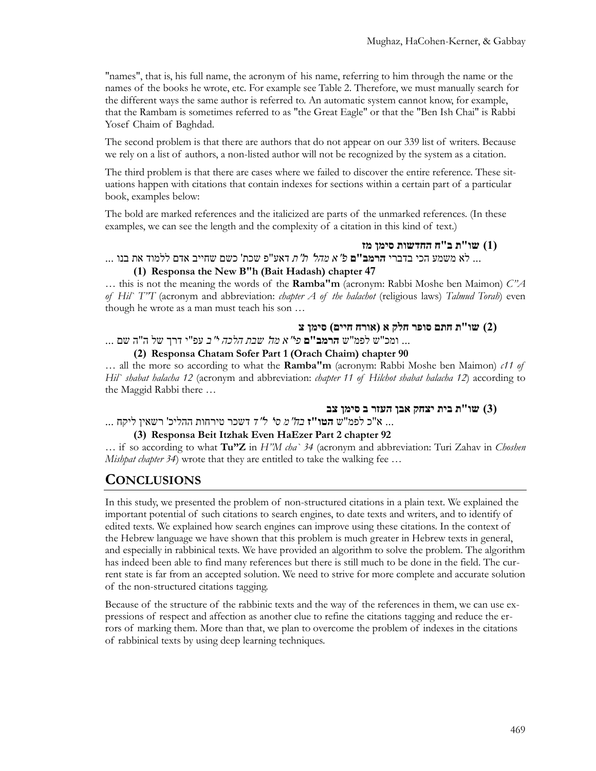"names", that is, his full name, the acronym of his name, referring to him through the name or the names of the books he wrote, etc. For example see Table 2. Therefore, we must manually search for the different ways the same author is referred to. An automatic system cannot know, for example, that the Rambam is sometimes referred to as "the Great Eagle" or that the "Ben Ish Chai" is Rabbi Yosef Chaim of Baghdad.

The second problem is that there are authors that do not appear on our 339 list of writers. Because we rely on a list of authors, a non-listed author will not be recognized by the system as a citation.

The third problem is that there are cases where we failed to discover the entire reference. These situations happen with citations that contain indexes for sections within a certain part of a particular book, examples below:

The bold are marked references and the italicized are parts of the unmarked references. (In these examples, we can see the length and the complexity of a citation in this kind of text.)

**(1) שו"ת ב"ח החדשות סימן מז**

... לא משמע הכי בדברי **הרמב"ם** *פ"א מהל' ת"ת* דאע"פ שכת' כשם שחייב אדם ללמוד את בנו ...

**(1) Responsa the New B"h (Bait Hadash) chapter 47**

… this is not the meaning the words of the **Ramba"m** (acronym: Rabbi Moshe ben Maimon) *C"A of Hil` T"T* (acronym and abbreviation: *chapter A of the halachot* (religious laws) *Talmud Torah*) even though he wrote as a man must teach his son …

**(2) שו"ת חתם סופר חלק א (אורח חיים) סימן צ**

... ומכ"ש לפמ"ש **הרמב"ם** *פי"א מה' שבת הלכה י"ב* עפ"י דרך של ה"ה שם ...

**(2) Responsa Chatam Sofer Part 1 (Orach Chaim) chapter 90**

… all the more so according to what the **Ramba"m** (acronym: Rabbi Moshe ben Maimon) *c11 of Hil` shabat halacha 12* (acronym and abbreviation: *chapter 11 of Hilchot shabat halacha 12*) according to the Maggid Rabbi there …

**(3) שו"ת בית יצחק אבן העזר ב סימן צב**

... א"כ לפמ"ש **הטו"ז** *בח"מ ס' ל"ד* דשכר טירחות ההליכ' רשאין ליקח ...

**(3) Responsa Beit Itzhak Even HaEzer Part 2 chapter 92**

… if so according to what **Tu"Z** in *H"M cha` 34* (acronym and abbreviation: Turi Zahav in *Choshen Mishpat chapter 34*) wrote that they are entitled to take the walking fee …

## CONCLUSIONS

In this study, we presented the problem of non-structured citations in a plain text. We explained the important potential of such citations to search engines, to date texts and writers, and to identify of edited texts. We explained how search engines can improve using these citations. In the context of the Hebrew language we have shown that this problem is much greater in Hebrew texts in general, and especially in rabbinical texts. We have provided an algorithm to solve the problem. The algorithm has indeed been able to find many references but there is still much to be done in the field. The current state is far from an accepted solution. We need to strive for more complete and accurate solution of the non-structured citations tagging.

Because of the structure of the rabbinic texts and the way of the references in them, we can use expressions of respect and affection as another clue to refine the citations tagging and reduce the errors of marking them. More than that, we plan to overcome the problem of indexes in the citations of rabbinical texts by using deep learning techniques.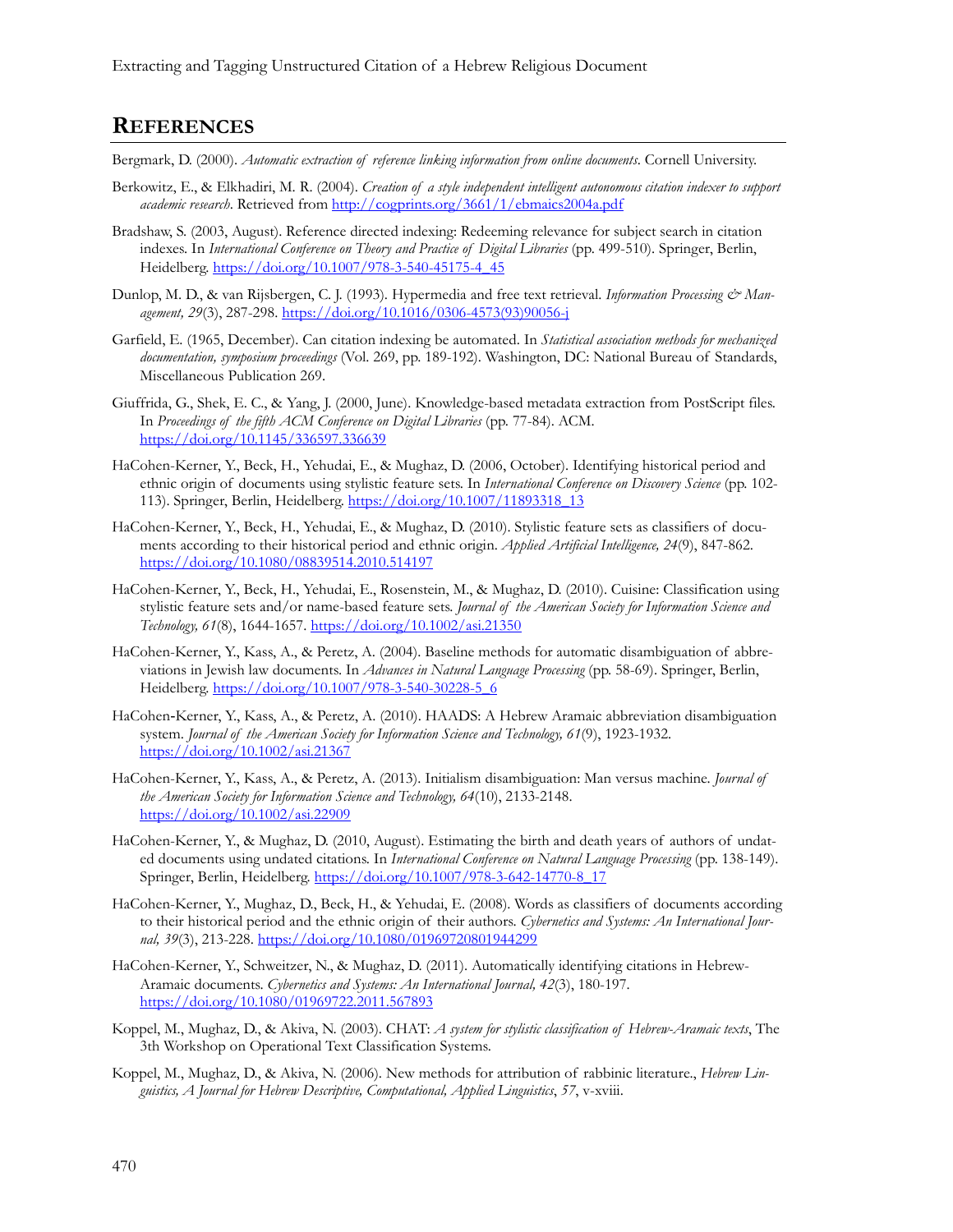## REFERENCES

Bergmark, D. (2000). *Automatic extraction of reference linking information from online documents*. Cornell University.

Berkowitz, E., & Elkhadiri, M. R. (2004). *Creation of a style independent intelligent autonomous citation indexer to support academic research*. Retrieved from http://cogprints.org/3661/1/ebmaics2004a.pdf

Bradshaw, S. (2003, August). Reference directed indexing: Redeeming relevance for subject search in citation indexes. In *International Conference on Theory and Practice of Digital Libraries* (pp. 499-510). Springer, Berlin, Heidelberg. https://doi.org/10.1007/978-3-540-45175-4_45

Dunlop, M. D., & van Rijsbergen, C. J. (1993). Hypermedia and free text retrieval. *Information Processing & Management, 29*(3), 287-298. https://doi.org/10.1016/0306-4573(93)90056-j

Garfield, E. (1965, December). Can citation indexing be automated. In *Statistical association methods for mechanized documentation, symposium proceedings* (Vol. 269, pp. 189-192). Washington, DC: National Bureau of Standards, Miscellaneous Publication 269.

Giuffrida, G., Shek, E. C., & Yang, J. (2000, June). Knowledge-based metadata extraction from PostScript files. In *Proceedings of the fifth ACM Conference on Digital Libraries* (pp. 77-84). ACM. https://doi.org/10.1145/336597.336639

HaCohen-Kerner, Y., Beck, H., Yehudai, E., & Mughaz, D. (2006, October). Identifying historical period and ethnic origin of documents using stylistic feature sets. In *International Conference on Discovery Science* (pp. 102-113). Springer, Berlin, Heidelberg. https://doi.org/10.1007/11893318_13

HaCohen-Kerner, Y., Beck, H., Yehudai, E., & Mughaz, D. (2010). Stylistic feature sets as classifiers of documents according to their historical period and ethnic origin. *Applied Artificial Intelligence, 24*(9), 847-862. https://doi.org/10.1080/08839514.2010.514197

HaCohen-Kerner, Y., Beck, H., Yehudai, E., Rosenstein, M., & Mughaz, D. (2010). Cuisine: Classification using stylistic feature sets and/or name-based feature sets. *Journal of the American Society for Information Science and Technology, 61*(8), 1644-1657. https://doi.org/10.1002/asi.21350

HaCohen-Kerner, Y., Kass, A., & Peretz, A. (2004). Baseline methods for automatic disambiguation of abbreviations in Jewish law documents. In *Advances in Natural Language Processing* (pp. 58-69). Springer, Berlin, Heidelberg. https://doi.org/10.1007/978-3-540-30228-5_6

HaCohen-Kerner, Y., Kass, A., & Peretz, A. (2010). HAADS: A Hebrew Aramaic abbreviation disambiguation system. *Journal of the American Society for Information Science and Technology, 61*(9), 1923-1932. https://doi.org/10.1002/asi.21367

HaCohen-Kerner, Y., Kass, A., & Peretz, A. (2013). Initialism disambiguation: Man versus machine. *Journal of the American Society for Information Science and Technology, 64*(10), 2133-2148. https://doi.org/10.1002/asi.22909

HaCohen-Kerner, Y., & Mughaz, D. (2010, August). Estimating the birth and death years of authors of undated documents using undated citations. In *International Conference on Natural Language Processing* (pp. 138-149). Springer, Berlin, Heidelberg. https://doi.org/10.1007/978-3-642-14770-8_17

HaCohen-Kerner, Y., Mughaz, D., Beck, H., & Yehudai, E. (2008). Words as classifiers of documents according to their historical period and the ethnic origin of their authors. *Cybernetics and Systems: An International Journal, 39*(3), 213-228. https://doi.org/10.1080/01969720801944299

HaCohen-Kerner, Y., Schweitzer, N., & Mughaz, D. (2011). Automatically identifying citations in Hebrew-Aramaic documents. *Cybernetics and Systems: An International Journal, 42*(3), 180-197. https://doi.org/10.1080/01969722.2011.567893

Koppel, M., Mughaz, D., & Akiva, N. (2003). CHAT: *A system for stylistic classification of Hebrew-Aramaic texts*, The 3th Workshop on Operational Text Classification Systems.

Koppel, M., Mughaz, D., & Akiva, N. (2006). New methods for attribution of rabbinic literature., *Hebrew Linguistics, A Journal for Hebrew Descriptive, Computational, Applied Linguistics*, *57*, v-xviii.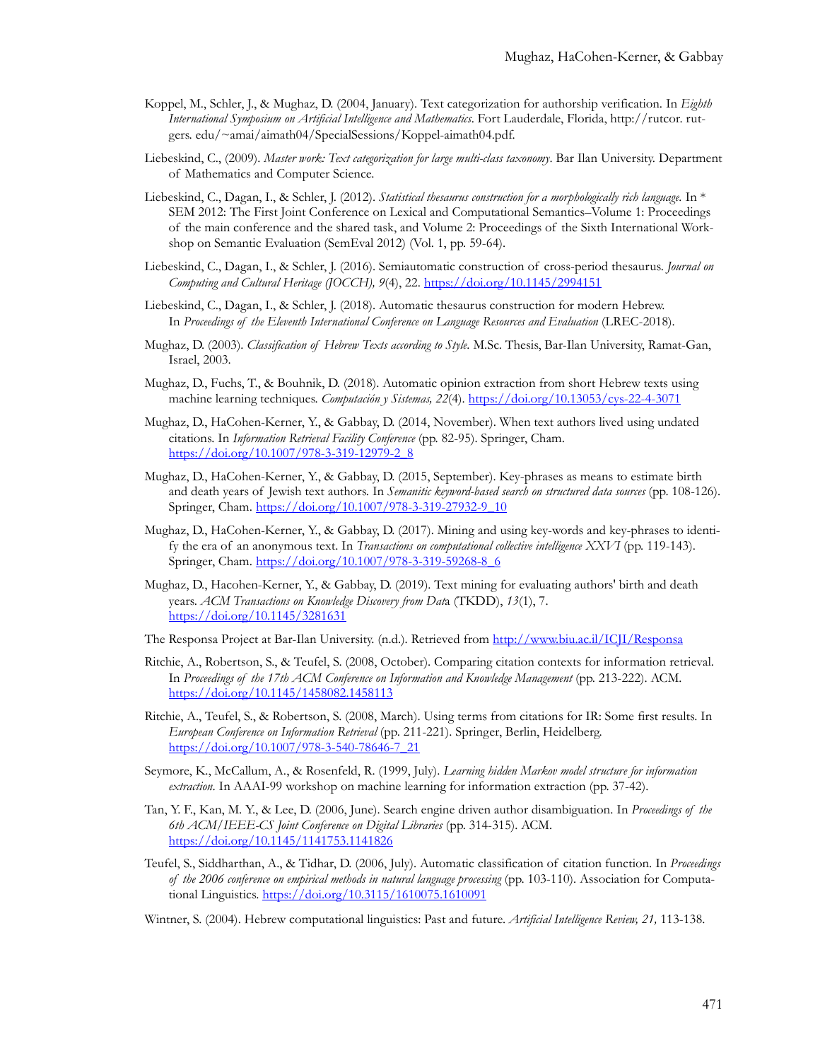Koppel, M., Schler, J., & Mughaz, D. (2004, January). Text categorization for authorship verification. In *Eighth International Symposium on Artificial Intelligence and Mathematics*. Fort Lauderdale, Florida, http://rutcor. rutgers. edu/~amai/aimath04/SpecialSessions/Koppel-aimath04.pdf.

Liebeskind, C., (2009). *Master work: Text categorization for large multi-class taxonomy*. Bar Ilan University. Department of Mathematics and Computer Science.

Liebeskind, C., Dagan, I., & Schler, J. (2012). *Statistical thesaurus construction for a morphologically rich language*. In * SEM 2012: The First Joint Conference on Lexical and Computational Semantics–Volume 1: Proceedings of the main conference and the shared task, and Volume 2: Proceedings of the Sixth International Workshop on Semantic Evaluation (SemEval 2012) (Vol. 1, pp. 59-64).

Liebeskind, C., Dagan, I., & Schler, J. (2016). Semiautomatic construction of cross-period thesaurus. *Journal on Computing and Cultural Heritage (JOCCH), 9*(4), 22. https://doi.org/10.1145/2994151

Liebeskind, C., Dagan, I., & Schler, J. (2018). Automatic thesaurus construction for modern Hebrew. In *Proceedings of the Eleventh International Conference on Language Resources and Evaluation* (LREC-2018).

Mughaz, D. (2003). *Classification of Hebrew Texts according to Style*. M.Sc. Thesis, Bar-Ilan University, Ramat-Gan, Israel, 2003.

Mughaz, D., Fuchs, T., & Bouhnik, D. (2018). Automatic opinion extraction from short Hebrew texts using machine learning techniques. *Computación y Sistemas, 22*(4). https://doi.org/10.13053/cys-22-4-3071

Mughaz, D., HaCohen-Kerner, Y., & Gabbay, D. (2014, November). When text authors lived using undated citations. In *Information Retrieval Facility Conference* (pp. 82-95). Springer, Cham. https://doi.org/10.1007/978-3-319-12979-2_8

Mughaz, D., HaCohen-Kerner, Y., & Gabbay, D. (2015, September). Key-phrases as means to estimate birth and death years of Jewish text authors. In *Semanitic keyword-based search on structured data sources* (pp. 108-126). Springer, Cham. https://doi.org/10.1007/978-3-319-27932-9_10

Mughaz, D., HaCohen-Kerner, Y., & Gabbay, D. (2017). Mining and using key-words and key-phrases to identify the era of an anonymous text. In *Transactions on computational collective intelligence XXVI* (pp. 119-143). Springer, Cham. https://doi.org/10.1007/978-3-319-59268-8_6

Mughaz, D., Hacohen-Kerner, Y., & Gabbay, D. (2019). Text mining for evaluating authors' birth and death years. *ACM Transactions on Knowledge Discovery from Dat*a (TKDD), *13*(1), 7. https://doi.org/10.1145/3281631

The Responsa Project at Bar-Ilan University. (n.d.). Retrieved from http://www.biu.ac.il/ICJI/Responsa

Ritchie, A., Robertson, S., & Teufel, S. (2008, October). Comparing citation contexts for information retrieval. In *Proceedings of the 17th ACM Conference on Information and Knowledge Management* (pp. 213-222). ACM. https://doi.org/10.1145/1458082.1458113

Ritchie, A., Teufel, S., & Robertson, S. (2008, March). Using terms from citations for IR: Some first results. In *European Conference on Information Retrieval* (pp. 211-221). Springer, Berlin, Heidelberg. https://doi.org/10.1007/978-3-540-78646-7_21

Seymore, K., McCallum, A., & Rosenfeld, R. (1999, July). *Learning hidden Markov model structure for information extraction*. In AAAI-99 workshop on machine learning for information extraction (pp. 37-42).

Tan, Y. F., Kan, M. Y., & Lee, D. (2006, June). Search engine driven author disambiguation. In *Proceedings of the 6th ACM/IEEE-CS Joint Conference on Digital Libraries* (pp. 314-315). ACM. https://doi.org/10.1145/1141753.1141826

Teufel, S., Siddharthan, A., & Tidhar, D. (2006, July). Automatic classification of citation function. In *Proceedings of the 2006 conference on empirical methods in natural language processing* (pp. 103-110). Association for Computational Linguistics. https://doi.org/10.3115/1610075.1610091

Wintner, S. (2004). Hebrew computational linguistics: Past and future. *Artificial Intelligence Review, 21,* 113-138.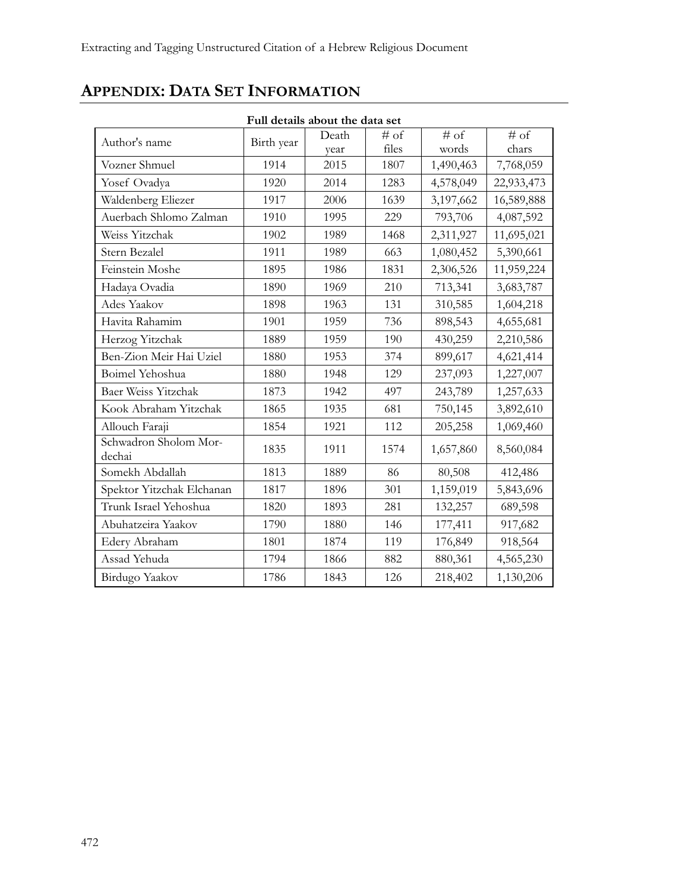## APPENDIX: DATA SET INFORMATION

**Full details about the data set**

| Author's name | Birth year | Death year | # of files | # of words | # of chars |
|---|---|---|---|---|---|
| Vozner Shmuel | 1914 | 2015 | 1807 | 1,490,463 | 7,768,059 |
| Yosef Ovadya | 1920 | 2014 | 1283 | 4,578,049 | 22,933,473 |
| Waldenberg Eliezer | 1917 | 2006 | 1639 | 3,197,662 | 16,589,888 |
| Auerbach Shlomo Zalman | 1910 | 1995 | 229 | 793,706 | 4,087,592 |
| Weiss Yitzchak | 1902 | 1989 | 1468 | 2,311,927 | 11,695,021 |
| Stern Bezalel | 1911 | 1989 | 663 | 1,080,452 | 5,390,661 |
| Feinstein Moshe | 1895 | 1986 | 1831 | 2,306,526 | 11,959,224 |
| Hadaya Ovadia | 1890 | 1969 | 210 | 713,341 | 3,683,787 |
| Ades Yaakov | 1898 | 1963 | 131 | 310,585 | 1,604,218 |
| Havita Rahamim | 1901 | 1959 | 736 | 898,543 | 4,655,681 |
| Herzog Yitzchak | 1889 | 1959 | 190 | 430,259 | 2,210,586 |
| Ben-Zion Meir Hai Uziel | 1880 | 1953 | 374 | 899,617 | 4,621,414 |
| Boimel Yehoshua | 1880 | 1948 | 129 | 237,093 | 1,227,007 |
| Baer Weiss Yitzchak | 1873 | 1942 | 497 | 243,789 | 1,257,633 |
| Kook Abraham Yitzchak | 1865 | 1935 | 681 | 750,145 | 3,892,610 |
| Allouch Faraji | 1854 | 1921 | 112 | 205,258 | 1,069,460 |
| Schwadron Sholom Mor-dechai | 1835 | 1911 | 1574 | 1,657,860 | 8,560,084 |
| Somekh Abdallah | 1813 | 1889 | 86 | 80,508 | 412,486 |
| Spektor Yitzchak Elchanan | 1817 | 1896 | 301 | 1,159,019 | 5,843,696 |
| Trunk Israel Yehoshua | 1820 | 1893 | 281 | 132,257 | 689,598 |
| Abuhatzeira Yaakov | 1790 | 1880 | 146 | 177,411 | 917,682 |
| Edery Abraham | 1801 | 1874 | 119 | 176,849 | 918,564 |
| Assad Yehuda | 1794 | 1866 | 882 | 880,361 | 4,565,230 |
| Birdugo Yaakov | 1786 | 1843 | 126 | 218,402 | 1,130,206 |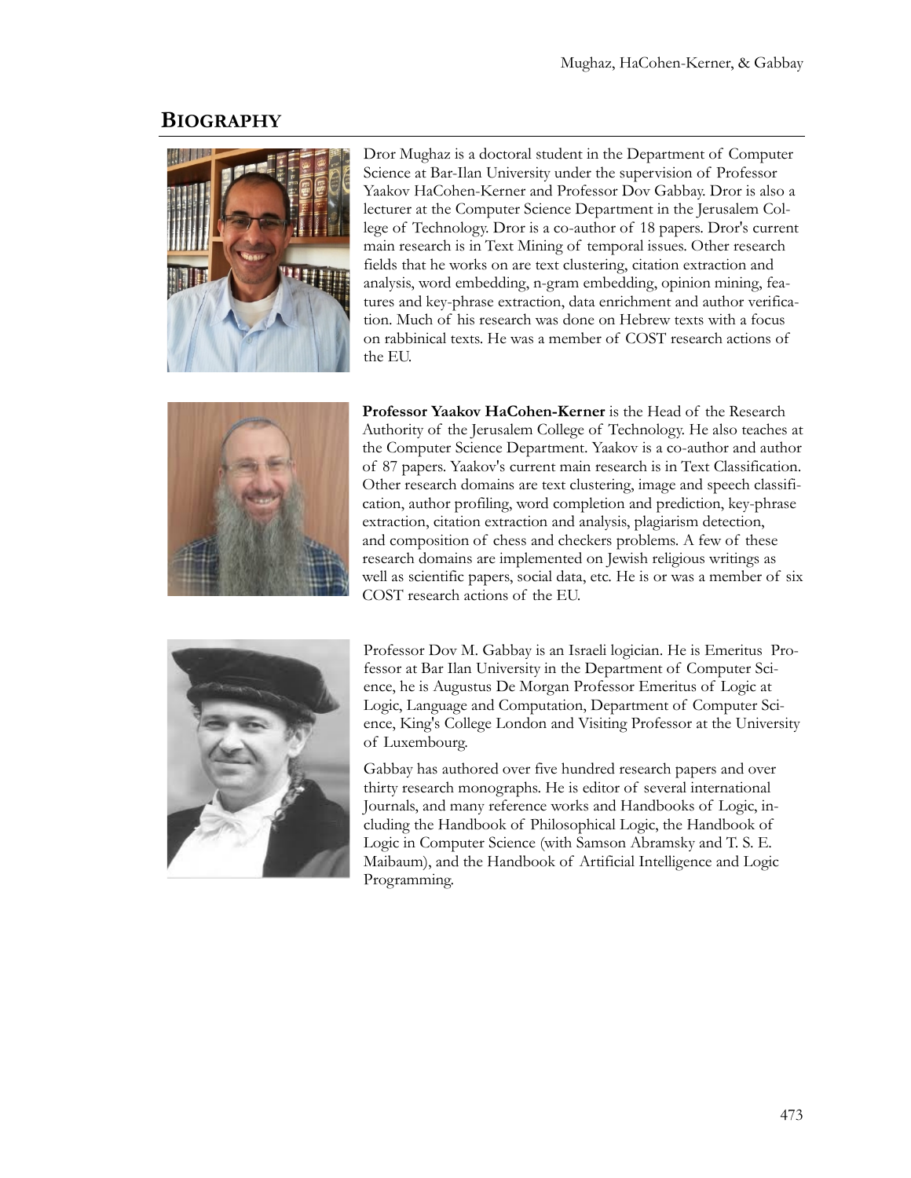## BIOGRAPHY

Dror Mughaz is a doctoral student in the Department of Computer Science at Bar-Ilan University under the supervision of Professor Yaakov HaCohen-Kerner and Professor Dov Gabbay. Dror is also a lecturer at the Computer Science Department in the Jerusalem College of Technology. Dror is a co-author of 18 papers. Dror's current main research is in Text Mining of temporal issues. Other research fields that he works on are text clustering, citation extraction and analysis, word embedding, n-gram embedding, opinion mining, features and key-phrase extraction, data enrichment and author verification. Much of his research was done on Hebrew texts with a focus on rabbinical texts. He was a member of COST research actions of the EU.

**Professor Yaakov HaCohen-Kerner** is the Head of the Research Authority of the Jerusalem College of Technology. He also teaches at the Computer Science Department. Yaakov is a co-author and author of 87 papers. Yaakov's current main research is in Text Classification. Other research domains are text clustering, image and speech classification, author profiling, word completion and prediction, key-phrase extraction, citation extraction and analysis, plagiarism detection, and composition of chess and checkers problems. A few of these research domains are implemented on Jewish religious writings as well as scientific papers, social data, etc. He is or was a member of six COST research actions of the EU.

Professor Dov M. Gabbay is an Israeli logician. He is Emeritus Professor at Bar Ilan University in the Department of Computer Science, he is Augustus De Morgan Professor Emeritus of Logic at Logic, Language and Computation, Department of Computer Science, King's College London and Visiting Professor at the University of Luxembourg.

Gabbay has authored over five hundred research papers and over thirty research monographs. He is editor of several international Journals, and many reference works and Handbooks of Logic, including the Handbook of Philosophical Logic, the Handbook of Logic in Computer Science (with Samson Abramsky and T. S. E. Maibaum), and the Handbook of Artificial Intelligence and Logic Programming.